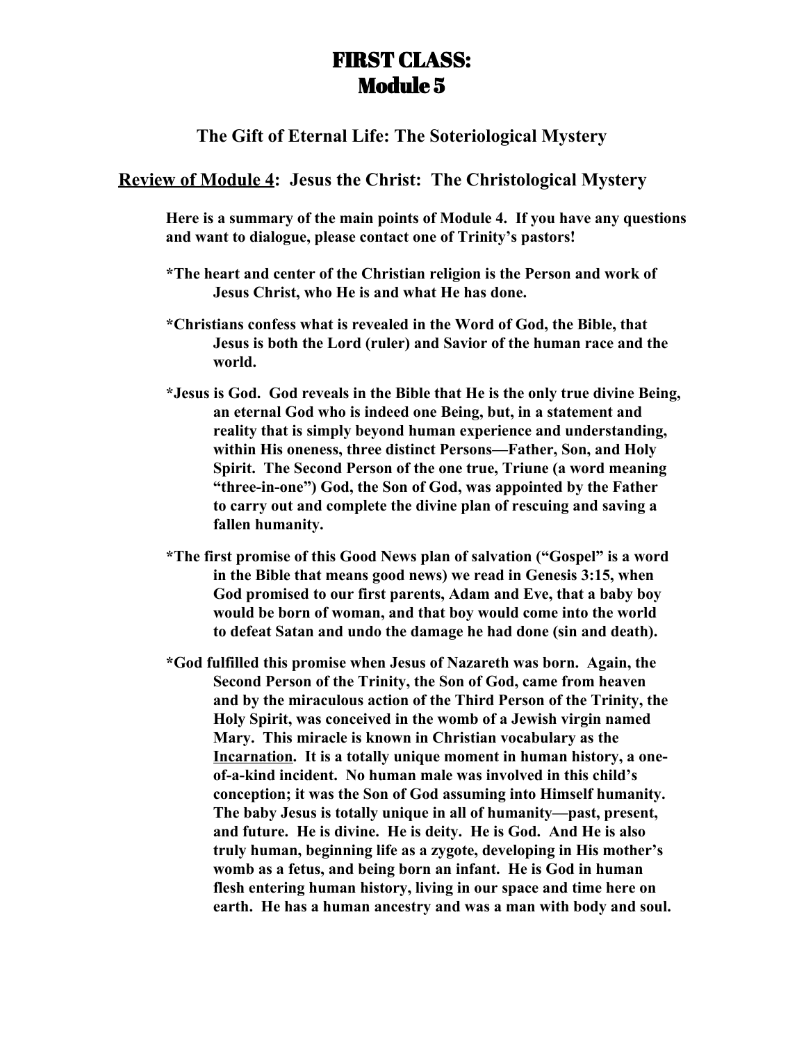# FIRST CLASS: Module 5

## The Gift of Eternal Life: The Soteriological Mystery

## <u>Review of Module 4</u>: Jesus the Christ: The Christological Mystery

**Here is a summary of the main points of Module 4. If you have any questions and want to dialogue, please contact one of Trinity's pastors!**

**\*The heart and center of the Christian religion is the Person and work of Jesus Christ, who He is and what He has done.**

**\*Christians confess what is revealed in the Word of God, the Bible, that Jesus is both the Lord (ruler) and Savior of the human race and the world.**

**\*Jesus is God. God reveals in the Bible that He is the only true divine Being, an eternal God who is indeed one Being, but, in a statement and reality that is simply beyond human experience and understanding, within His oneness, three distinct Persons—Father, Son, and Holy Spirit. The Second Person of the one true, Triune (a word meaning "three-in-one") God, the Son of God, was appointed by the Father to carry out and complete the divine plan of rescuing and saving a fallen humanity.**

**\*The first promise of this Good News plan of salvation ("Gospel" is a word in the Bible that means good news) we read in Genesis 3:15, when God promised to our first parents, Adam and Eve, that a baby boy would be born of woman, and that boy would come into the world to defeat Satan and undo the damage he had done (sin and death).**

**\*God fulfilled this promise when Jesus of Nazareth was born. Again, the Second Person of the Trinity, the Son of God, came from heaven and by the miraculous action of the Third Person of the Trinity, the Holy Spirit, was conceived in the womb of a Jewish virgin named Mary. This miracle is known in Christian vocabulary as the <u>Incarnation</u>. It is a totally unique moment in human history, a one-of-a-kind incident. No human male was involved in this child's conception; it was the Son of God assuming into Himself humanity. The baby Jesus is totally unique in all of humanity—past, present, and future. He is divine. He is deity. He is God. And He is also truly human, beginning life as a zygote, developing in His mother's womb as a fetus, and being born an infant. He is God in human flesh entering human history, living in our space and time here on earth. He has a human ancestry and was a man with body and soul.**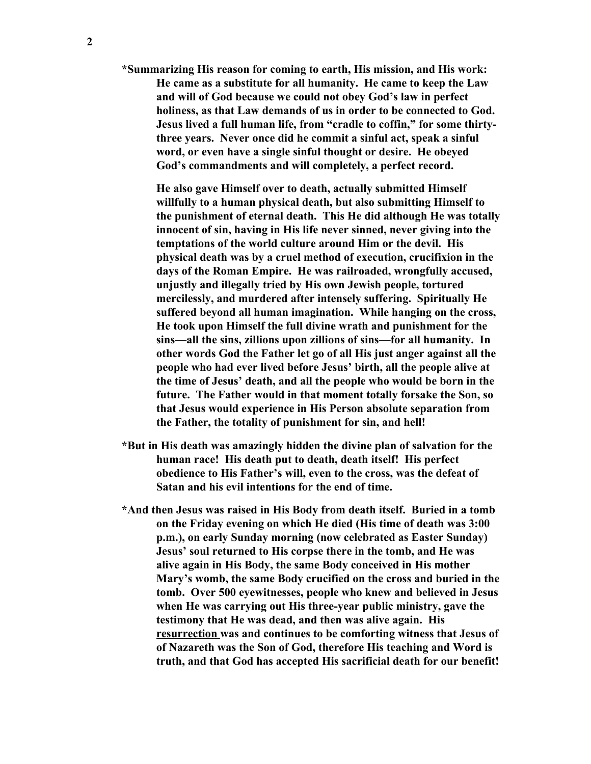**\*Summarizing His reason for coming to earth, His mission, and His work: He came as a substitute for all humanity. He came to keep the Law and will of God because we could not obey God's law in perfect holiness, as that Law demands of us in order to be connected to God. Jesus lived a full human life, from "cradle to coffin," for some thirty-three years. Never once did he commit a sinful act, speak a sinful word, or even have a single sinful thought or desire. He obeyed God's commandments and will completely, a perfect record.**

**He also gave Himself over to death, actually submitted Himself willfully to a human physical death, but also submitting Himself to the punishment of eternal death. This He did although He was totally innocent of sin, having in His life never sinned, never giving into the temptations of the world culture around Him or the devil. His physical death was by a cruel method of execution, crucifixion in the days of the Roman Empire. He was railroaded, wrongfully accused, unjustly and illegally tried by His own Jewish people, tortured mercilessly, and murdered after intensely suffering. Spiritually He suffered beyond all human imagination. While hanging on the cross, He took upon Himself the full divine wrath and punishment for the sins—all the sins, zillions upon zillions of sins—for all humanity. In other words God the Father let go of all His just anger against all the people who had ever lived before Jesus' birth, all the people alive at the time of Jesus' death, and all the people who would be born in the future. The Father would in that moment totally forsake the Son, so that Jesus would experience in His Person absolute separation from the Father, the totality of punishment for sin, and hell!**

**\*But in His death was amazingly hidden the divine plan of salvation for the human race! His death put to death, death itself! His perfect obedience to His Father's will, even to the cross, was the defeat of Satan and his evil intentions for the end of time.**

**\*And then Jesus was raised in His Body from death itself. Buried in a tomb on the Friday evening on which He died (His time of death was 3:00 p.m.), on early Sunday morning (now celebrated as Easter Sunday) Jesus' soul returned to His corpse there in the tomb, and He was alive again in His Body, the same Body conceived in His mother Mary's womb, the same Body crucified on the cross and buried in the tomb. Over 500 eyewitnesses, people who knew and believed in Jesus when He was carrying out His three-year public ministry, gave the testimony that He was dead, and then was alive again. His <u>resurrection</u> was and continues to be comforting witness that Jesus of of Nazareth was the Son of God, therefore His teaching and Word is truth, and that God has accepted His sacrificial death for our benefit!**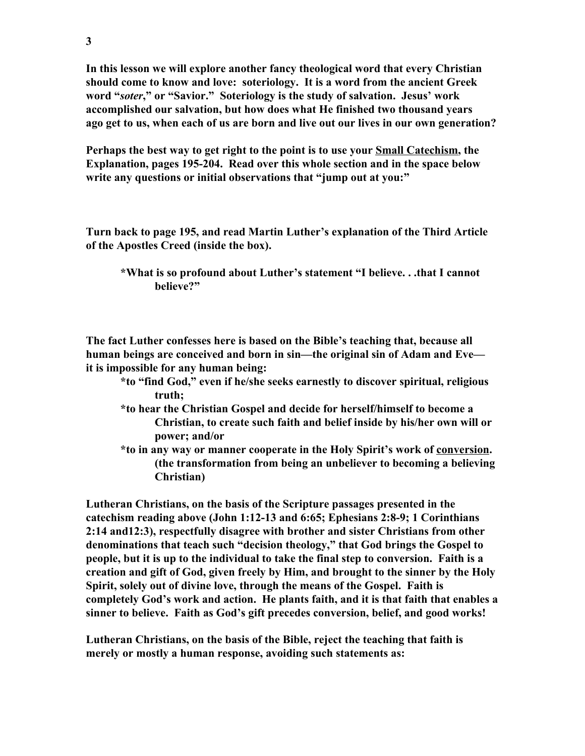**In this lesson we will explore another fancy theological word that every Christian should come to know and love: soteriology. It is a word from the ancient Greek word "*soter*," or "Savior." Soteriology is the study of salvation. Jesus' work accomplished our salvation, but how does what He finished two thousand years ago get to us, when each of us are born and live out our lives in our own generation?**

**Perhaps the best way to get right to the point is to use your <u>Small Catechism</u>, the Explanation, pages 195-204. Read over this whole section and in the space below write any questions or initial observations that "jump out at you:"**

**Turn back to page 195, and read Martin Luther's explanation of the Third Article of the Apostles Creed (inside the box).**

> **\*What is so profound about Luther's statement "I believe. . .that I cannot believe?"**

**The fact Luther confesses here is based on the Bible's teaching that, because all human beings are conceived and born in sin—the original sin of Adam and Eve—it is impossible for any human being:**

> **\*to "find God," even if he/she seeks earnestly to discover spiritual, religious truth;**
>
> **\*to hear the Christian Gospel and decide for herself/himself to become a Christian, to create such faith and belief inside by his/her own will or power; and/or**
>
> **\*to in any way or manner cooperate in the Holy Spirit's work of <u>conversion</u>. (the transformation from being an unbeliever to becoming a believing Christian)**

**Lutheran Christians, on the basis of the Scripture passages presented in the catechism reading above (John 1:12-13 and 6:65; Ephesians 2:8-9; 1 Corinthians 2:14 and12:3), respectfully disagree with brother and sister Christians from other denominations that teach such "decision theology," that God brings the Gospel to people, but it is up to the individual to take the final step to conversion. Faith is a creation and gift of God, given freely by Him, and brought to the sinner by the Holy Spirit, solely out of divine love, through the means of the Gospel. Faith is completely God's work and action. He plants faith, and it is that faith that enables a sinner to believe. Faith as God's gift precedes conversion, belief, and good works!**

**Lutheran Christians, on the basis of the Bible, reject the teaching that faith is merely or mostly a human response, avoiding such statements as:**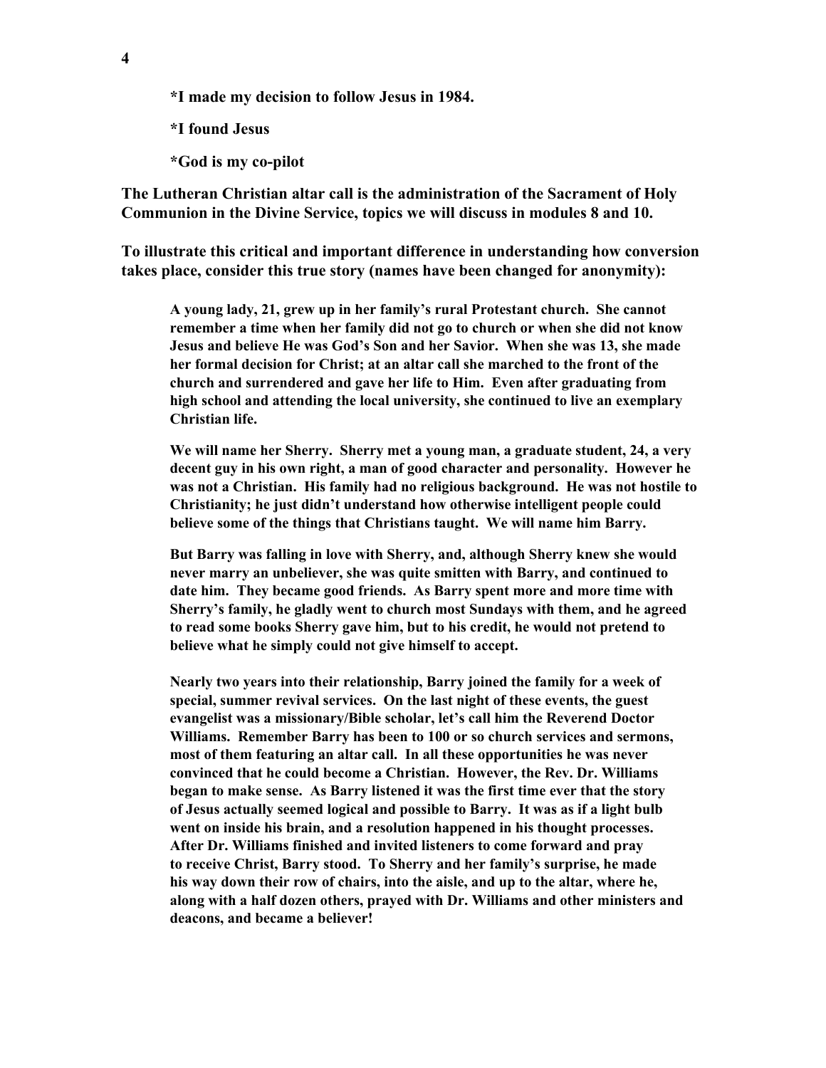**\*I made my decision to follow Jesus in 1984.**

**\*I found Jesus**

**\*God is my co-pilot**

**The Lutheran Christian altar call is the administration of the Sacrament of Holy Communion in the Divine Service, topics we will discuss in modules 8 and 10.**

**To illustrate this critical and important difference in understanding how conversion takes place, consider this true story (names have been changed for anonymity):**

> **A young lady, 21, grew up in her family's rural Protestant church. She cannot remember a time when her family did not go to church or when she did not know Jesus and believe He was God's Son and her Savior. When she was 13, she made her formal decision for Christ; at an altar call she marched to the front of the church and surrendered and gave her life to Him. Even after graduating from high school and attending the local university, she continued to live an exemplary Christian life.**
>
> **We will name her Sherry. Sherry met a young man, a graduate student, 24, a very decent guy in his own right, a man of good character and personality. However he was not a Christian. His family had no religious background. He was not hostile to Christianity; he just didn't understand how otherwise intelligent people could believe some of the things that Christians taught. We will name him Barry.**
>
> **But Barry was falling in love with Sherry, and, although Sherry knew she would never marry an unbeliever, she was quite smitten with Barry, and continued to date him. They became good friends. As Barry spent more and more time with Sherry's family, he gladly went to church most Sundays with them, and he agreed to read some books Sherry gave him, but to his credit, he would not pretend to believe what he simply could not give himself to accept.**
>
> **Nearly two years into their relationship, Barry joined the family for a week of special, summer revival services. On the last night of these events, the guest evangelist was a missionary/Bible scholar, let's call him the Reverend Doctor Williams. Remember Barry has been to 100 or so church services and sermons, most of them featuring an altar call. In all these opportunities he was never convinced that he could become a Christian. However, the Rev. Dr. Williams began to make sense. As Barry listened it was the first time ever that the story of Jesus actually seemed logical and possible to Barry. It was as if a light bulb went on inside his brain, and a resolution happened in his thought processes. After Dr. Williams finished and invited listeners to come forward and pray to receive Christ, Barry stood. To Sherry and her family's surprise, he made his way down their row of chairs, into the aisle, and up to the altar, where he, along with a half dozen others, prayed with Dr. Williams and other ministers and deacons, and became a believer!**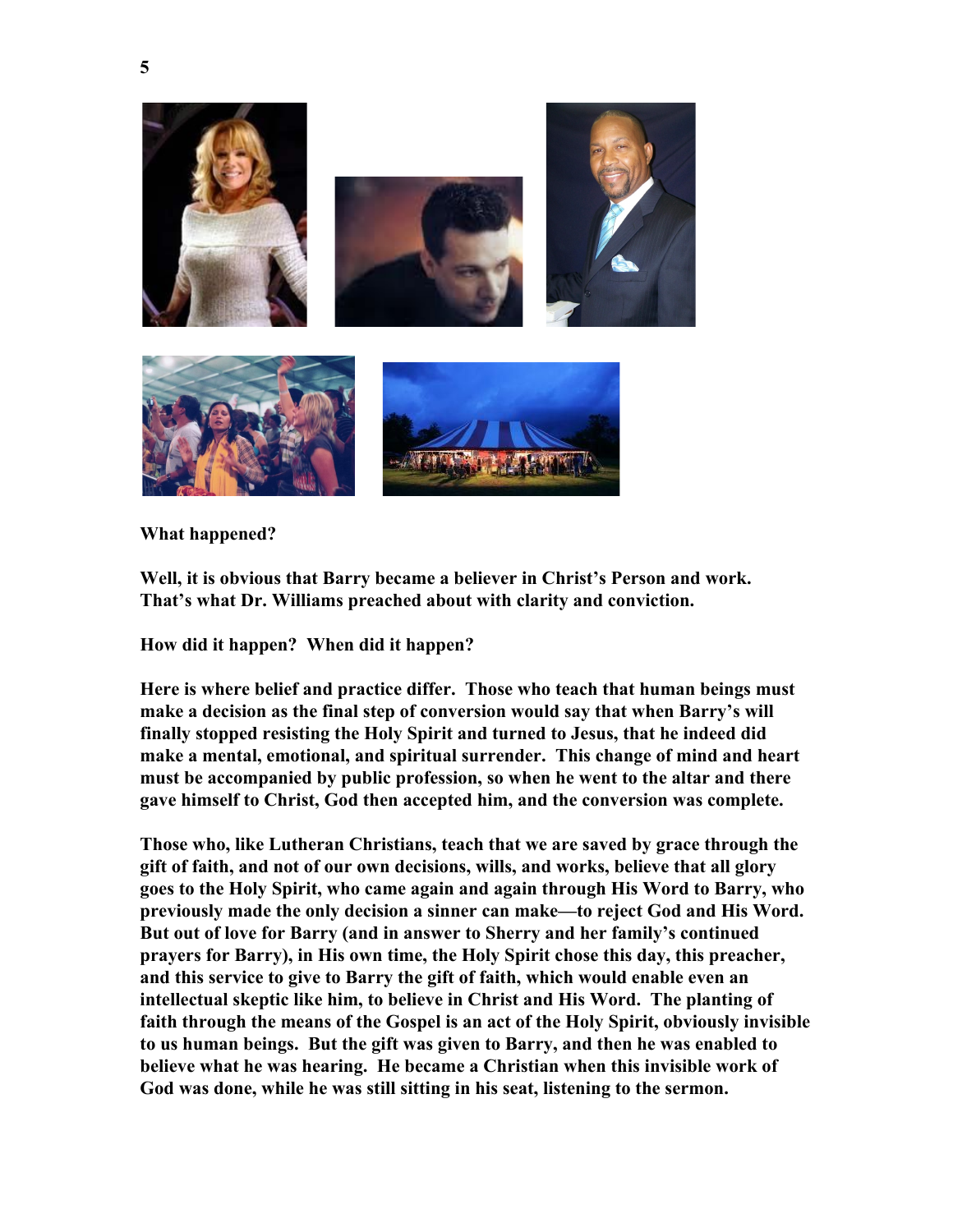**What happened?**

**Well, it is obvious that Barry became a believer in Christ's Person and work. That's what Dr. Williams preached about with clarity and conviction.**

**How did it happen? When did it happen?**

**Here is where belief and practice differ. Those who teach that human beings must make a decision as the final step of conversion would say that when Barry's will finally stopped resisting the Holy Spirit and turned to Jesus, that he indeed did make a mental, emotional, and spiritual surrender. This change of mind and heart must be accompanied by public profession, so when he went to the altar and there gave himself to Christ, God then accepted him, and the conversion was complete.**

**Those who, like Lutheran Christians, teach that we are saved by grace through the gift of faith, and not of our own decisions, wills, and works, believe that all glory goes to the Holy Spirit, who came again and again through His Word to Barry, who previously made the only decision a sinner can make—to reject God and His Word. But out of love for Barry (and in answer to Sherry and her family's continued prayers for Barry), in His own time, the Holy Spirit chose this day, this preacher, and this service to give to Barry the gift of faith, which would enable even an intellectual skeptic like him, to believe in Christ and His Word. The planting of faith through the means of the Gospel is an act of the Holy Spirit, obviously invisible to us human beings. But the gift was given to Barry, and then he was enabled to believe what he was hearing. He became a Christian when this invisible work of God was done, while he was still sitting in his seat, listening to the sermon.**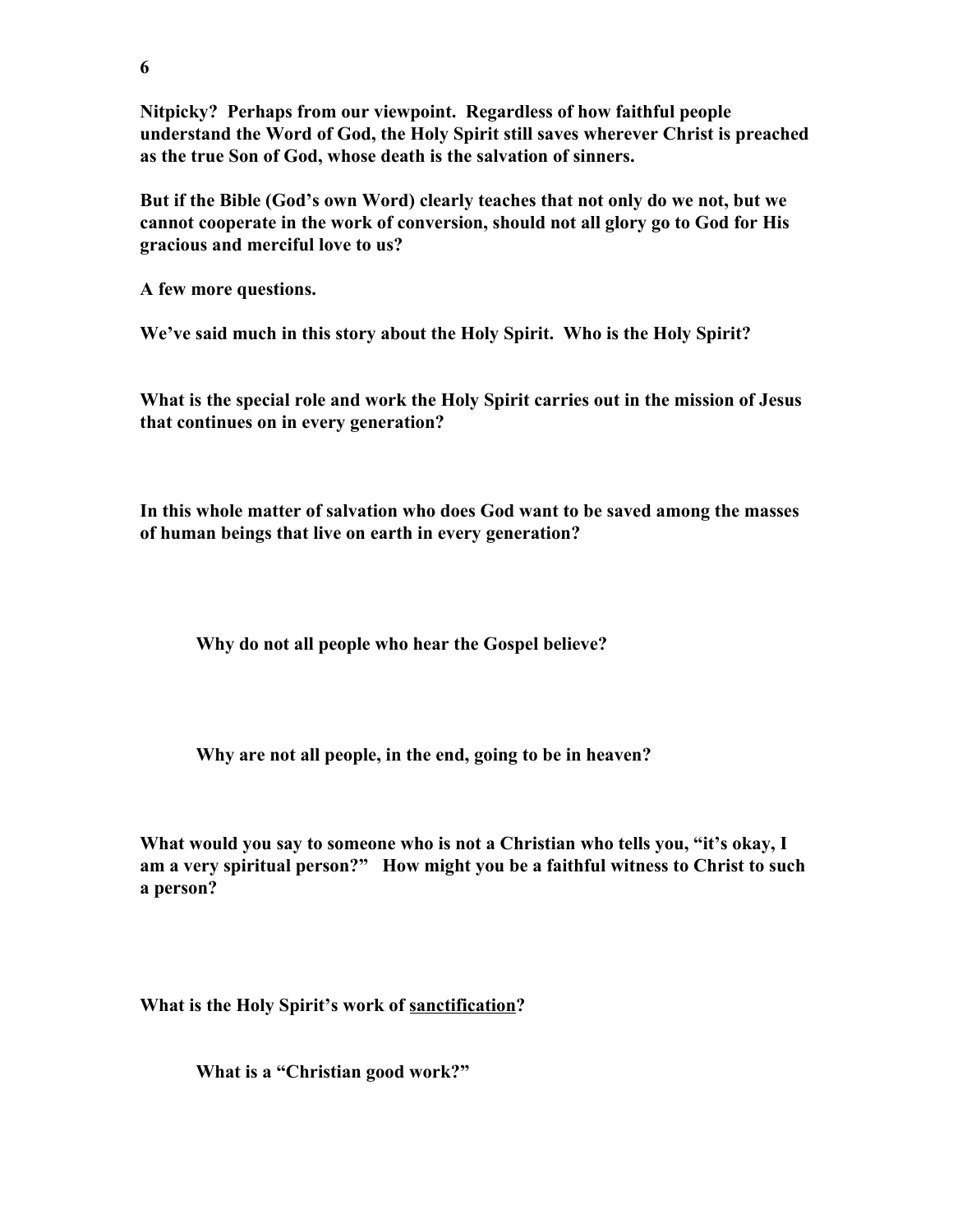**Nitpicky? Perhaps from our viewpoint. Regardless of how faithful people understand the Word of God, the Holy Spirit still saves wherever Christ is preached as the true Son of God, whose death is the salvation of sinners.**

**But if the Bible (God's own Word) clearly teaches that not only do we not, but we cannot cooperate in the work of conversion, should not all glory go to God for His gracious and merciful love to us?**

**A few more questions.**

**We've said much in this story about the Holy Spirit. Who is the Holy Spirit?**

**What is the special role and work the Holy Spirit carries out in the mission of Jesus that continues on in every generation?**

**In this whole matter of salvation who does God want to be saved among the masses of human beings that live on earth in every generation?**

> **Why do not all people who hear the Gospel believe?**

> **Why are not all people, in the end, going to be in heaven?**

**What would you say to someone who is not a Christian who tells you, "it's okay, I am a very spiritual person?" How might you be a faithful witness to Christ to such a person?**

**What is the Holy Spirit's work of <u>sanctification</u>?**

> **What is a "Christian good work?"**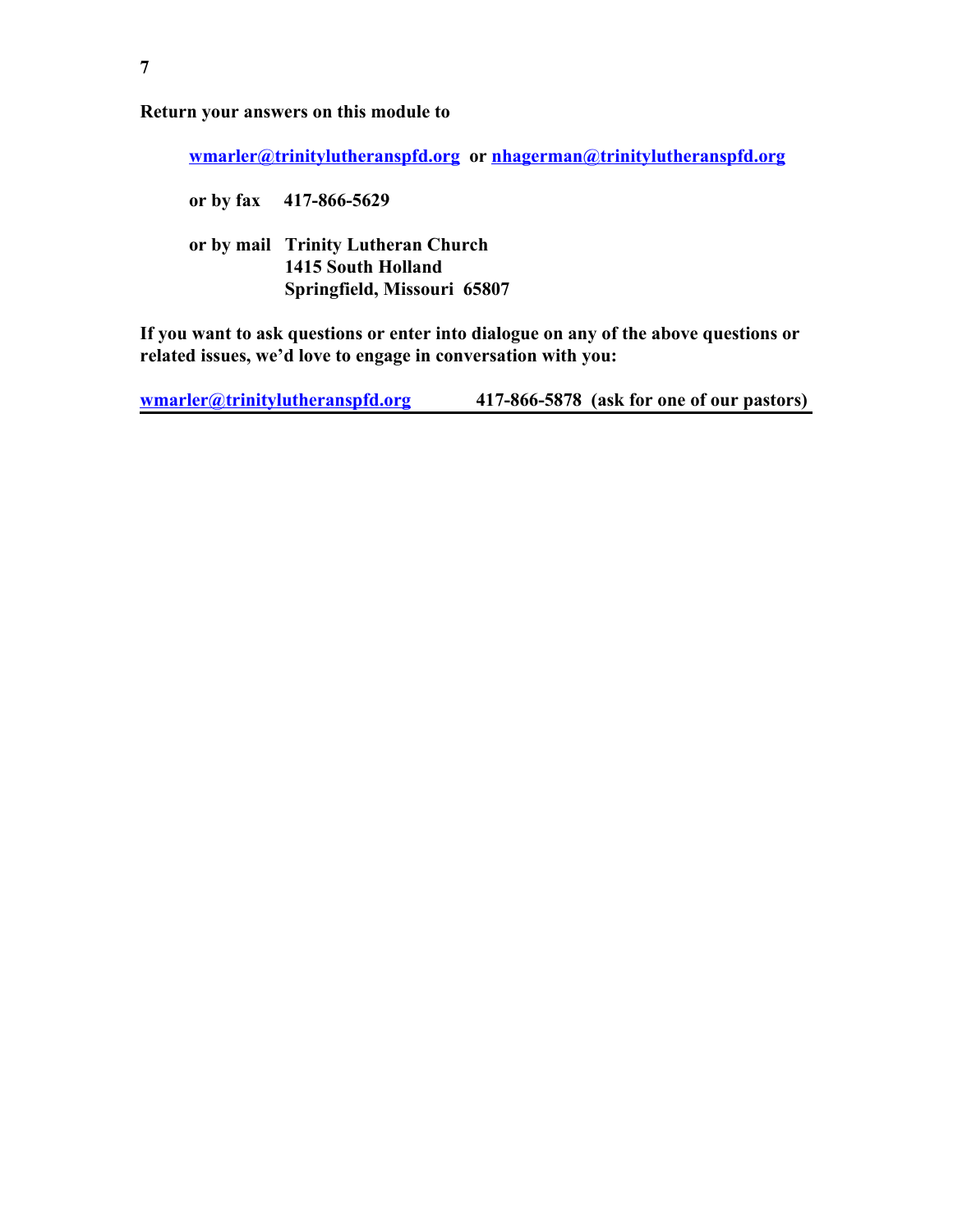**Return your answers on this module to**

**wmarler@trinitylutheranspfd.org or nhagerman@trinitylutheranspfd.org**

**or by fax 417-866-5629**

**or by mail Trinity Lutheran Church**
**1415 South Holland**
**Springfield, Missouri 65807**

**If you want to ask questions or enter into dialogue on any of the above questions or related issues, we'd love to engage in conversation with you:**

**wmarler@trinitylutheranspfd.org 417-866-5878 (ask for one of our pastors)**